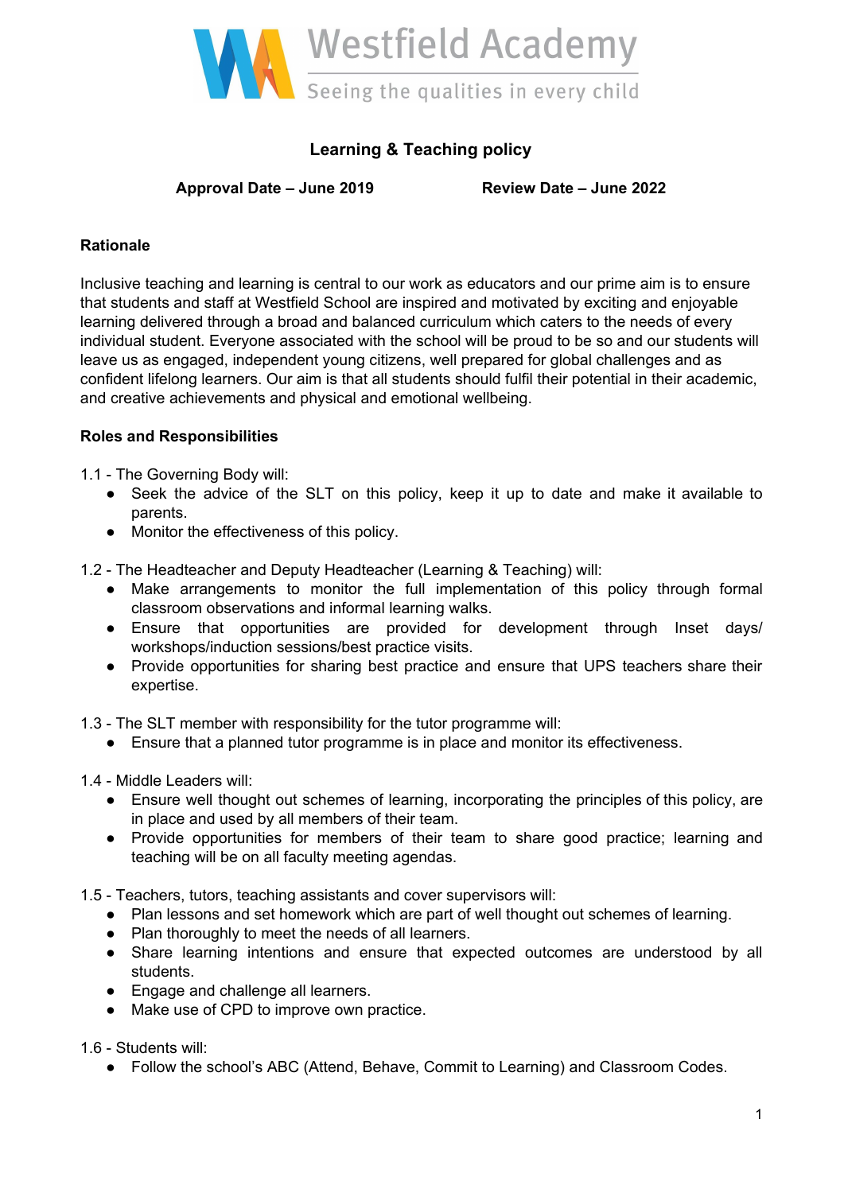Westfield Academy

Seeing the qualities in every child

# Learning & Teaching policy

**Approval Date – June 2019** **Review Date – June 2022**

## Rationale

Inclusive teaching and learning is central to our work as educators and our prime aim is to ensure that students and staff at Westfield School are inspired and motivated by exciting and enjoyable learning delivered through a broad and balanced curriculum which caters to the needs of every individual student. Everyone associated with the school will be proud to be so and our students will leave us as engaged, independent young citizens, well prepared for global challenges and as confident lifelong learners. Our aim is that all students should fulfil their potential in their academic, and creative achievements and physical and emotional wellbeing.

## Roles and Responsibilities

1.1 - The Governing Body will:

- Seek the advice of the SLT on this policy, keep it up to date and make it available to parents.
- Monitor the effectiveness of this policy.

1.2 - The Headteacher and Deputy Headteacher (Learning & Teaching) will:

- Make arrangements to monitor the full implementation of this policy through formal classroom observations and informal learning walks.
- Ensure that opportunities are provided for development through Inset days/ workshops/induction sessions/best practice visits.
- Provide opportunities for sharing best practice and ensure that UPS teachers share their expertise.

1.3 - The SLT member with responsibility for the tutor programme will:

- Ensure that a planned tutor programme is in place and monitor its effectiveness.

1.4 - Middle Leaders will:

- Ensure well thought out schemes of learning, incorporating the principles of this policy, are in place and used by all members of their team.
- Provide opportunities for members of their team to share good practice; learning and teaching will be on all faculty meeting agendas.

1.5 - Teachers, tutors, teaching assistants and cover supervisors will:

- Plan lessons and set homework which are part of well thought out schemes of learning.
- Plan thoroughly to meet the needs of all learners.
- Share learning intentions and ensure that expected outcomes are understood by all students.
- Engage and challenge all learners.
- Make use of CPD to improve own practice.

1.6 - Students will:

- Follow the school's ABC (Attend, Behave, Commit to Learning) and Classroom Codes.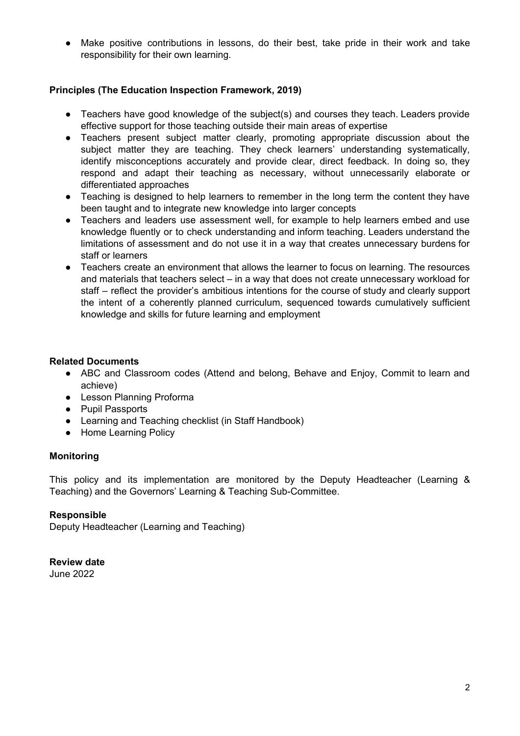- Make positive contributions in lessons, do their best, take pride in their work and take responsibility for their own learning.

**Principles (The Education Inspection Framework, 2019)**

- Teachers have good knowledge of the subject(s) and courses they teach. Leaders provide effective support for those teaching outside their main areas of expertise
- Teachers present subject matter clearly, promoting appropriate discussion about the subject matter they are teaching. They check learners' understanding systematically, identify misconceptions accurately and provide clear, direct feedback. In doing so, they respond and adapt their teaching as necessary, without unnecessarily elaborate or differentiated approaches
- Teaching is designed to help learners to remember in the long term the content they have been taught and to integrate new knowledge into larger concepts
- Teachers and leaders use assessment well, for example to help learners embed and use knowledge fluently or to check understanding and inform teaching. Leaders understand the limitations of assessment and do not use it in a way that creates unnecessary burdens for staff or learners
- Teachers create an environment that allows the learner to focus on learning. The resources and materials that teachers select – in a way that does not create unnecessary workload for staff – reflect the provider's ambitious intentions for the course of study and clearly support the intent of a coherently planned curriculum, sequenced towards cumulatively sufficient knowledge and skills for future learning and employment

**Related Documents**

- ABC and Classroom codes (Attend and belong, Behave and Enjoy, Commit to learn and achieve)
- Lesson Planning Proforma
- Pupil Passports
- Learning and Teaching checklist (in Staff Handbook)
- Home Learning Policy

**Monitoring**

This policy and its implementation are monitored by the Deputy Headteacher (Learning & Teaching) and the Governors' Learning & Teaching Sub-Committee.

**Responsible**

Deputy Headteacher (Learning and Teaching)

**Review date**

June 2022